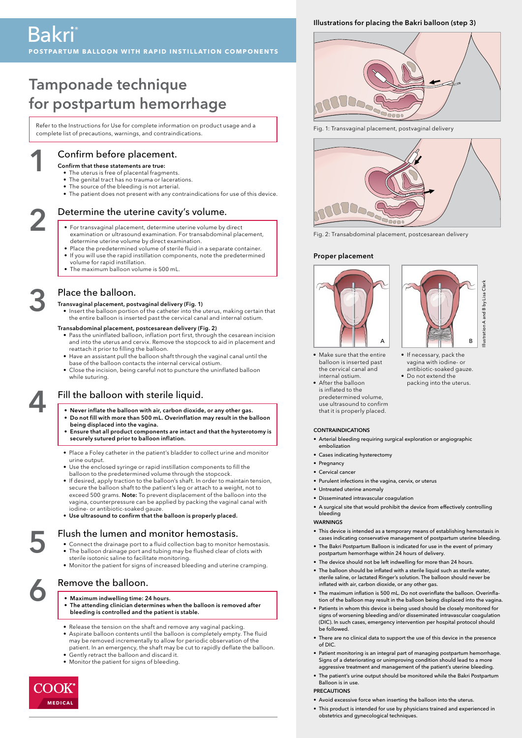# Bakri®

**POSTPARTUM BALLOON WITH RAPID INSTILLATION COMPONENTS**

## Tamponade technique for postpartum hemorrhage

Refer to the Instructions for Use for complete information on product usage and a complete list of precautions, warnings, and contraindications.

### 1 Confirm before placement.

**Confirm that these statements are true:**

- The uterus is free of placental fragments.
- The genital tract has no trauma or lacerations.
- The source of the bleeding is not arterial.
- The patient does not present with any contraindications for use of this device.

### 2 Determine the uterine cavity's volume.

- For transvaginal placement, determine uterine volume by direct examination or ultrasound examination. For transabdominal placement, determine uterine volume by direct examination.
- Place the predetermined volume of sterile fluid in a separate container.
- If you will use the rapid instillation components, note the predetermined volume for rapid instillation.
- The maximum balloon volume is 500 mL.

### 3 Place the balloon.

**Transvaginal placement, postvaginal delivery (Fig. 1)**

- Insert the balloon portion of the catheter into the uterus, making certain that the entire balloon is inserted past the cervical canal and internal ostium.

**Transabdominal placement, postcesarean delivery (Fig. 2)**

- Pass the uninflated balloon, inflation port first, through the cesarean incision and into the uterus and cervix. Remove the stopcock to aid in placement and reattach it prior to filling the balloon.
- Have an assistant pull the balloon shaft through the vaginal canal until the base of the balloon contacts the internal cervical ostium.
- Close the incision, being careful not to puncture the uninflated balloon while suturing.

### 4 Fill the balloon with sterile liquid.

- **Never inflate the balloon with air, carbon dioxide, or any other gas.**
- **Do not fill with more than 500 mL. Overinflation may result in the balloon being displaced into the vagina.**
- **Ensure that all product components are intact and that the hysterotomy is securely sutured prior to balloon inflation.**

- Place a Foley catheter in the patient's bladder to collect urine and monitor urine output.
- Use the enclosed syringe or rapid instillation components to fill the balloon to the predetermined volume through the stopcock.
- If desired, apply traction to the balloon's shaft. In order to maintain tension, secure the balloon shaft to the patient's leg or attach to a weight, not to exceed 500 grams. **Note:** To prevent displacement of the balloon into the vagina, counterpressure can be applied by packing the vaginal canal with iodine- or antibiotic-soaked gauze.
- **Use ultrasound to confirm that the balloon is properly placed.**

### 5 Flush the lumen and monitor hemostasis.

- Connect the drainage port to a fluid collection bag to monitor hemostasis.
- The balloon drainage port and tubing may be flushed clear of clots with sterile isotonic saline to facilitate monitoring.
- Monitor the patient for signs of increased bleeding and uterine cramping.

### 6 Remove the balloon.

- **Maximum indwelling time: 24 hours.**
- **The attending clinician determines when the balloon is removed after bleeding is controlled and the patient is stable.**

- Release the tension on the shaft and remove any vaginal packing.
- Aspirate balloon contents until the balloon is completely empty. The fluid may be removed incrementally to allow for periodic observation of the patient. In an emergency, the shaft may be cut to rapidly deflate the balloon.
- Gently retract the balloon and discard it.
- Monitor the patient for signs of bleeding.

COOK® MEDICAL

#### Illustrations for placing the Bakri balloon (step 3)

Fig. 1: Transvaginal placement, postvaginal delivery

Fig. 2: Transabdominal placement, postcesarean delivery

#### Proper placement

A

- Make sure that the entire balloon is inserted past the cervical canal and internal ostium.
- After the balloon is inflated to the predetermined volume, use ultrasound to confirm that it is properly placed.

B

- If necessary, pack the vagina with iodine- or antibiotic-soaked gauze.
- Do not extend the packing into the uterus.

Illustration A and B by Lisa Clark

#### CONTRAINDICATIONS

- Arterial bleeding requiring surgical exploration or angiographic embolization
- Cases indicating hysterectomy
- Pregnancy
- Cervical cancer
- Purulent infections in the vagina, cervix, or uterus
- Untreated uterine anomaly
- Disseminated intravascular coagulation
- A surgical site that would prohibit the device from effectively controlling bleeding

#### WARNINGS

- This device is intended as a temporary means of establishing hemostasis in cases indicating conservative management of postpartum uterine bleeding.
- The Bakri Postpartum Balloon is indicated for use in the event of primary postpartum hemorrhage within 24 hours of delivery.
- The device should not be left indwelling for more than 24 hours.
- The balloon should be inflated with a sterile liquid such as sterile water, sterile saline, or lactated Ringer's solution. The balloon should never be inflated with air, carbon dioxide, or any other gas.
- The maximum inflation is 500 mL. Do not overinflate the balloon. Overinflation of the balloon may result in the balloon being displaced into the vagina.
- Patients in whom this device is being used should be closely monitored for signs of worsening bleeding and/or disseminated intravascular coagulation (DIC). In such cases, emergency intervention per hospital protocol should be followed.
- There are no clinical data to support the use of this device in the presence of DIC.
- Patient monitoring is an integral part of managing postpartum hemorrhage. Signs of a deteriorating or unimproving condition should lead to a more aggressive treatment and management of the patient's uterine bleeding.
- The patient's urine output should be monitored while the Bakri Postpartum Balloon is in use.

#### PRECAUTIONS

- Avoid excessive force when inserting the balloon into the uterus.
- This product is intended for use by physicians trained and experienced in obstetrics and gynecological techniques.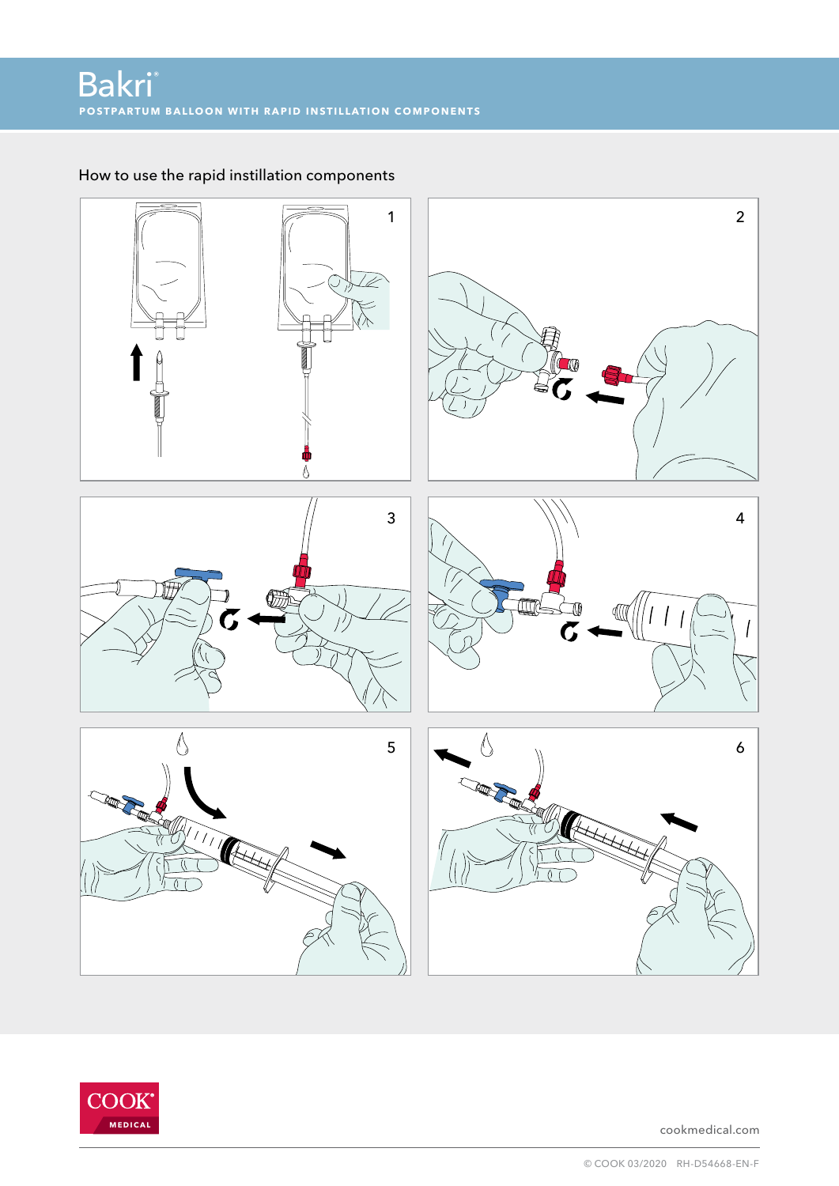# Bakri®

**POSTPARTUM BALLOON WITH RAPID INSTALLATION COMPONENTS**

How to use the rapid instillation components

1

2

3

4

5

6

COOK® MEDICAL

cookmedical.com

© COOK 03/2020 RH-D54668-EN-F